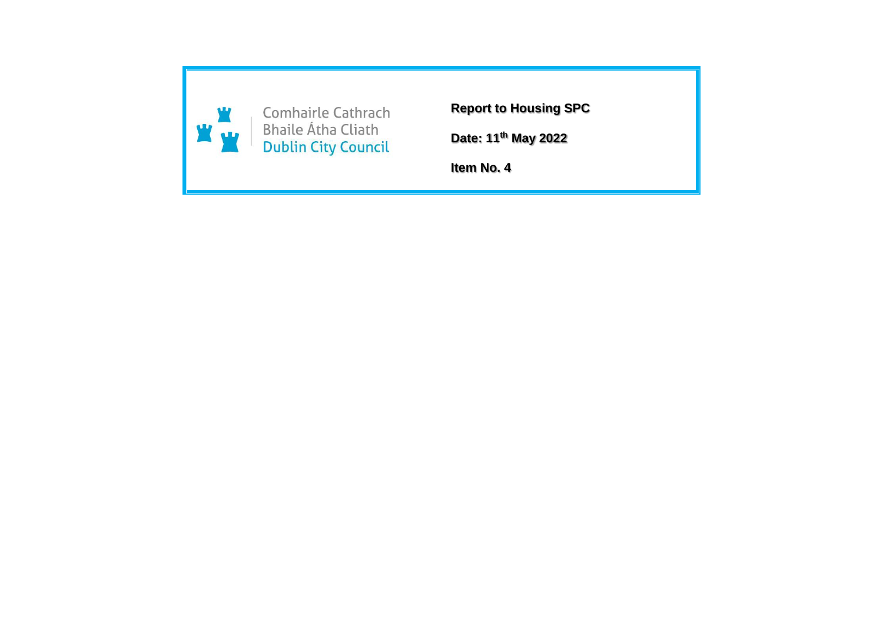Comhairle Cathrach
Bhaile Átha Cliath
Dublin City Council

**Report to Housing SPC**

**Date: 11th May 2022**

**Item No. 4**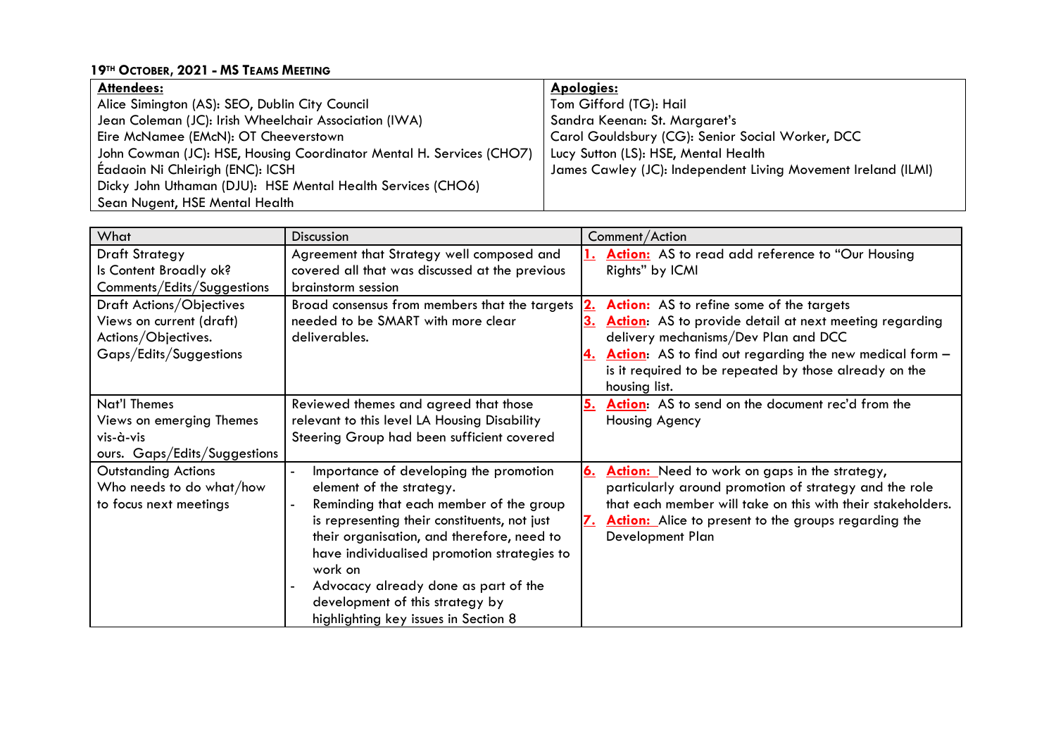**19TH OCTOBER, 2021 - MS TEAMS MEETING**

| Attendees: | Apologies: |
|---|---|
| Alice Simington (AS): SEO, Dublin City Council | Tom Gifford (TG): Hail |
| Jean Coleman (JC): Irish Wheelchair Association (IWA) | Sandra Keenan: St. Margaret's |
| Eire McNamee (EMcN): OT Cheeverstown | Carol Gouldsbury (CG): Senior Social Worker, DCC |
| John Cowman (JC): HSE, Housing Coordinator Mental H. Services (CHO7) | Lucy Sutton (LS): HSE, Mental Health |
| Éadaoin Ni Chleirigh (ENC): ICSH | James Cawley (JC): Independent Living Movement Ireland (ILMI) |
| Dicky John Uthaman (DJU): HSE Mental Health Services (CHO6) | |
| Sean Nugent, HSE Mental Health | |

| What | Discussion | Comment/Action |
|---|---|---|
| Draft Strategy<br>Is Content Broadly ok?<br>Comments/Edits/Suggestions | Agreement that Strategy well composed and covered all that was discussed at the previous brainstorm session | **1. Action:** AS to read add reference to "Our Housing Rights" by ICMI |
| Draft Actions/Objectives<br>Views on current (draft) Actions/Objectives.<br>Gaps/Edits/Suggestions | Broad consensus from members that the targets needed to be SMART with more clear deliverables. | **2. Action:** AS to refine some of the targets<br>**3. Action:** AS to provide detail at next meeting regarding delivery mechanisms/Dev Plan and DCC<br>**4. Action:** AS to find out regarding the new medical form – is it required to be repeated by those already on the housing list. |
| Nat'l Themes<br>Views on emerging Themes vis-à-vis ours. Gaps/Edits/Suggestions | Reviewed themes and agreed that those relevant to this level LA Housing Disability Steering Group had been sufficient covered | **5. Action:** AS to send on the document rec'd from the Housing Agency |
| Outstanding Actions<br>Who needs to do what/how to focus next meetings | - Importance of developing the promotion element of the strategy.<br>- Reminding that each member of the group is representing their constituents, not just their organisation, and therefore, need to have individualised promotion strategies to work on<br>- Advocacy already done as part of the development of this strategy by highlighting key issues in Section 8 | **6. Action:** Need to work on gaps in the strategy, particularly around promotion of strategy and the role that each member will take on this with their stakeholders.<br>**7. Action:** Alice to present to the groups regarding the Development Plan |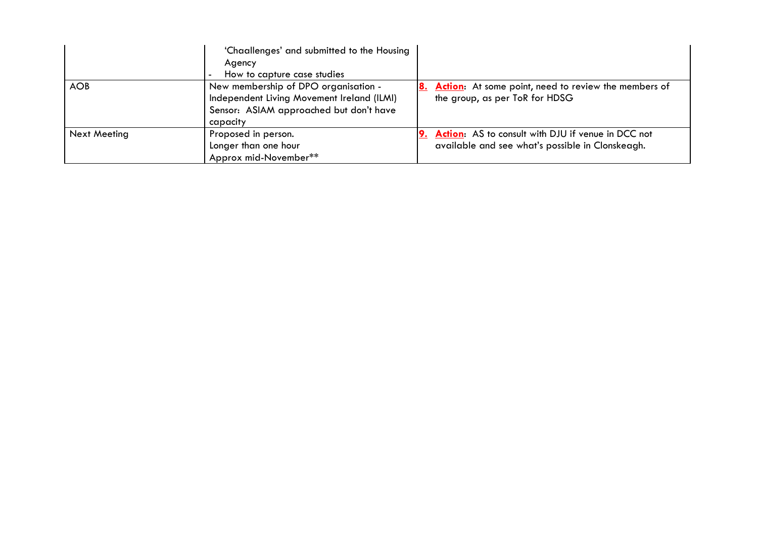| | | |
|---|---|---|
| | 'Chaallenges' and submitted to the Housing Agency<br>- How to capture case studies | |
| AOB | New membership of DPO organisation - Independent Living Movement Ireland (ILMI)<br>Sensor: ASIAM approached but don't have capacity | **8. Action**: At some point, need to review the members of the group, as per ToR for HDSG |
| Next Meeting | Proposed in person.<br>Longer than one hour<br>Approx mid-November** | **9. Action**: AS to consult with DJU if venue in DCC not available and see what's possible in Clonskeagh. |